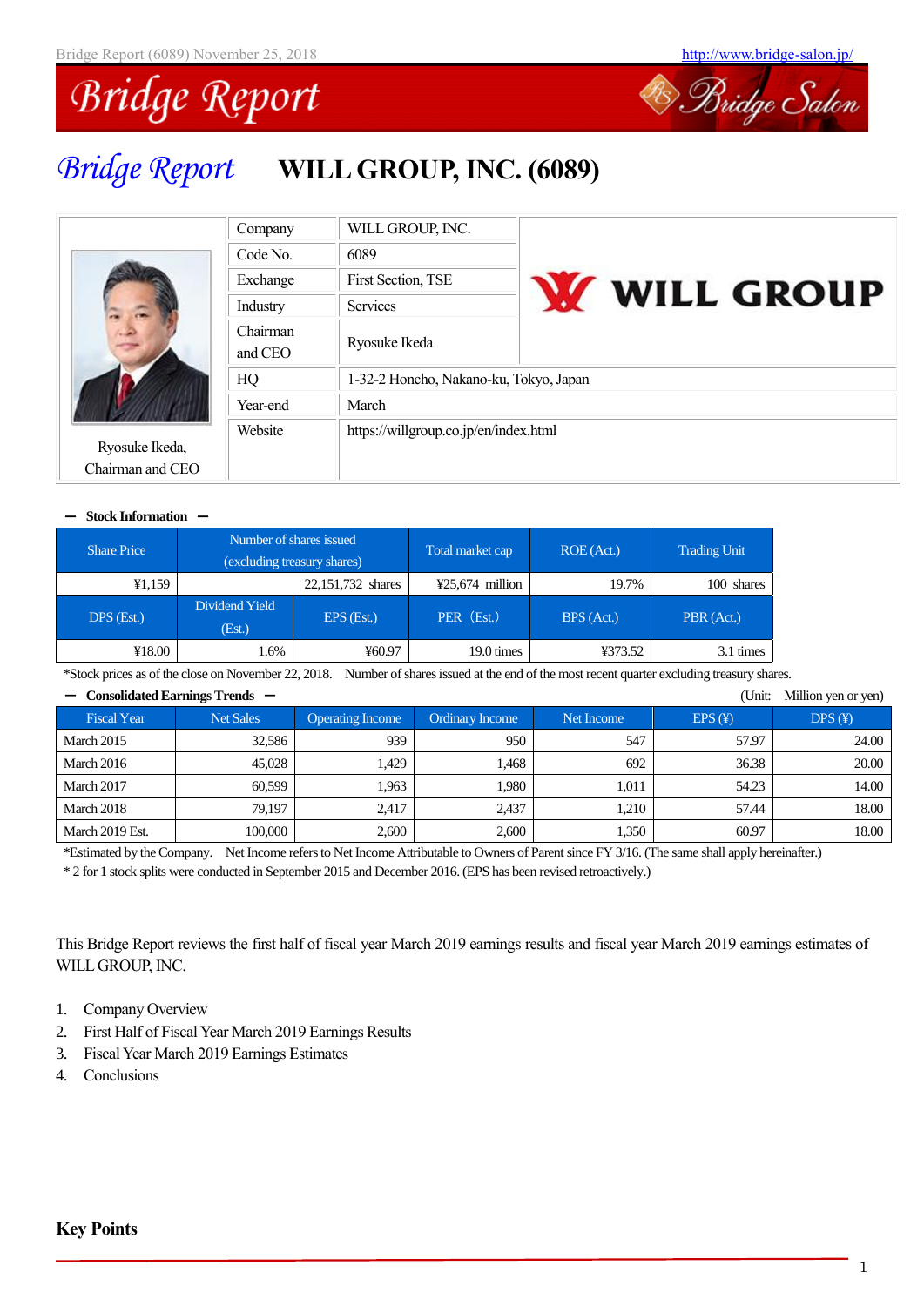# WILL GROUP, INC. (6089)

| | | |
|---|---|---|
| Company | WILL GROUP, INC. | |
| Code No. | 6089 | |
| Exchange | First Section, TSE | |
| Industry | Services | |
| Chairman and CEO | Ryosuke Ikeda | |
| HQ | 1-32-2 Honcho, Nakano-ku, Tokyo, Japan | |
| Year-end | March | |
| Website | https://willgroup.co.jp/en/index.html | |

Ryosuke Ikeda, Chairman and CEO

**— Stock Information —**

| Share Price | Number of shares issued (excluding treasury shares) | | Total market cap | ROE (Act.) | Trading Unit |
|---|---|---|---|---|---|
| ¥1,159 | 22,151,732 shares | | ¥25,674 million | 19.7% | 100 shares |
| DPS (Est.) | Dividend Yield (Est.) | EPS (Est.) | PER (Est.) | BPS (Act.) | PBR (Act.) |
| ¥18.00 | 1.6% | ¥60.97 | 19.0 times | ¥373.52 | 3.1 times |

*Stock prices as of the close on November 22, 2018. Number of shares issued at the end of the most recent quarter excluding treasury shares.

**— Consolidated Earnings Trends —** (Unit: Million yen or yen)

| Fiscal Year | Net Sales | Operating Income | Ordinary Income | Net Income | EPS (¥) | DPS (¥) |
|---|---|---|---|---|---|---|
| March 2015 | 32,586 | 939 | 950 | 547 | 57.97 | 24.00 |
| March 2016 | 45,028 | 1,429 | 1,468 | 692 | 36.38 | 20.00 |
| March 2017 | 60,599 | 1,963 | 1,980 | 1,011 | 54.23 | 14.00 |
| March 2018 | 79,197 | 2,417 | 2,437 | 1,210 | 57.44 | 18.00 |
| March 2019 Est. | 100,000 | 2,600 | 2,600 | 1,350 | 60.97 | 18.00 |

*Estimated by the Company. Net Income refers to Net Income Attributable to Owners of Parent since FY 3/16. (The same shall apply hereinafter.)

* 2 for 1 stock splits were conducted in September 2015 and December 2016. (EPS has been revised retroactively.)

This Bridge Report reviews the first half of fiscal year March 2019 earnings results and fiscal year March 2019 earnings estimates of WILL GROUP, INC.

1. Company Overview
2. First Half of Fiscal Year March 2019 Earnings Results
3. Fiscal Year March 2019 Earnings Estimates
4. Conclusions

## Key Points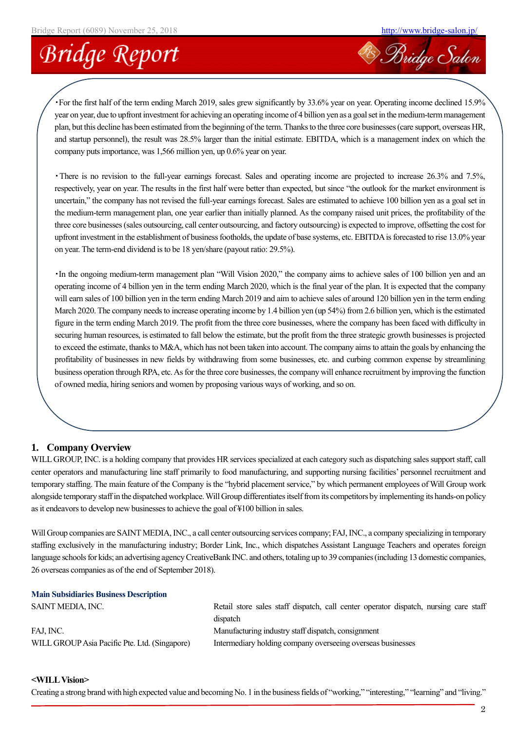・For the first half of the term ending March 2019, sales grew significantly by 33.6% year on year. Operating income declined 15.9% year on year, due to upfront investment for achieving an operating income of 4 billion yen as a goal set in the medium-term management plan, but this decline has been estimated from the beginning of the term. Thanks to the three core businesses (care support, overseas HR, and startup personnel), the result was 28.5% larger than the initial estimate. EBITDA, which is a management index on which the company puts importance, was 1,566 million yen, up 0.6% year on year.

・There is no revision to the full-year earnings forecast. Sales and operating income are projected to increase 26.3% and 7.5%, respectively, year on year. The results in the first half were better than expected, but since "the outlook for the market environment is uncertain," the company has not revised the full-year earnings forecast. Sales are estimated to achieve 100 billion yen as a goal set in the medium-term management plan, one year earlier than initially planned. As the company raised unit prices, the profitability of the three core businesses (sales outsourcing, call center outsourcing, and factory outsourcing) is expected to improve, offsetting the cost for upfront investment in the establishment of business footholds, the update of base systems, etc. EBITDA is forecasted to rise 13.0% year on year. The term-end dividend is to be 18 yen/share (payout ratio: 29.5%).

・In the ongoing medium-term management plan "Will Vision 2020," the company aims to achieve sales of 100 billion yen and an operating income of 4 billion yen in the term ending March 2020, which is the final year of the plan. It is expected that the company will earn sales of 100 billion yen in the term ending March 2019 and aim to achieve sales of around 120 billion yen in the term ending March 2020. The company needs to increase operating income by 1.4 billion yen (up 54%) from 2.6 billion yen, which is the estimated figure in the term ending March 2019. The profit from the three core businesses, where the company has been faced with difficulty in securing human resources, is estimated to fall below the estimate, but the profit from the three strategic growth businesses is projected to exceed the estimate, thanks to M&A, which has not been taken into account. The company aims to attain the goals by enhancing the profitability of businesses in new fields by withdrawing from some businesses, etc. and curbing common expense by streamlining business operation through RPA, etc. As for the three core businesses, the company will enhance recruitment by improving the function of owned media, hiring seniors and women by proposing various ways of working, and so on.

## 1. Company Overview

WILL GROUP, INC. is a holding company that provides HR services specialized at each category such as dispatching sales support staff, call center operators and manufacturing line staff primarily to food manufacturing, and supporting nursing facilities' personnel recruitment and temporary staffing. The main feature of the Company is the "hybrid placement service," by which permanent employees of Will Group work alongside temporary staff in the dispatched workplace. Will Group differentiates itself from its competitors by implementing its hands-on policy as it endeavors to develop new businesses to achieve the goal of ¥100 billion in sales.

Will Group companies are SAINT MEDIA, INC., a call center outsourcing services company; FAJ, INC., a company specializing in temporary staffing exclusively in the manufacturing industry; Border Link, Inc., which dispatches Assistant Language Teachers and operates foreign language schools for kids; an advertising agency CreativeBank INC. and others, totaling up to 39 companies (including 13 domestic companies, 26 overseas companies as of the end of September 2018).

**Main Subsidiaries Business Description**

| | |
|---|---|
| SAINT MEDIA, INC. | Retail store sales staff dispatch, call center operator dispatch, nursing care staff dispatch |
| FAJ, INC. | Manufacturing industry staff dispatch, consignment |
| WILL GROUP Asia Pacific Pte. Ltd. (Singapore) | Intermediary holding company overseeing overseas businesses |

**<WILL Vision>**

Creating a strong brand with high expected value and becoming No. 1 in the business fields of "working," "interesting," "learning" and "living."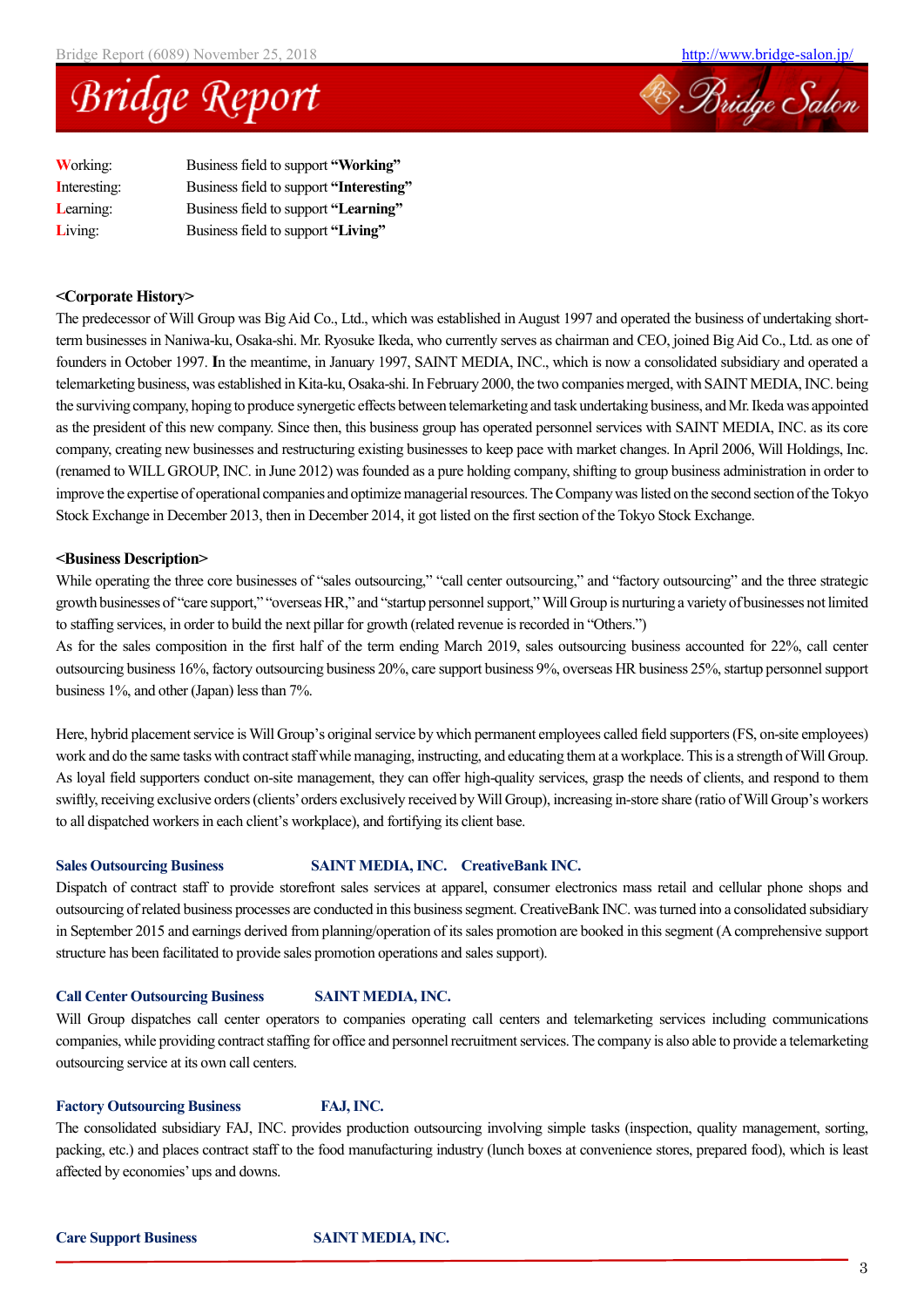| | |
|---|---|
| **W**orking: | Business field to support **"Working"** |
| **I**nteresting: | Business field to support **"Interesting"** |
| **L**earning: | Business field to support **"Learning"** |
| **L**iving: | Business field to support **"Living"** |

**<Corporate History>**

The predecessor of Will Group was Big Aid Co., Ltd., which was established in August 1997 and operated the business of undertaking short-term businesses in Naniwa-ku, Osaka-shi. Mr. Ryosuke Ikeda, who currently serves as chairman and CEO, joined Big Aid Co., Ltd. as one of founders in October 1997. In the meantime, in January 1997, SAINT MEDIA, INC., which is now a consolidated subsidiary and operated a telemarketing business, was established in Kita-ku, Osaka-shi. In February 2000, the two companies merged, with SAINT MEDIA, INC. being the surviving company, hoping to produce synergetic effects between telemarketing and task undertaking business, and Mr. Ikeda was appointed as the president of this new company. Since then, this business group has operated personnel services with SAINT MEDIA, INC. as its core company, creating new businesses and restructuring existing businesses to keep pace with market changes. In April 2006, Will Holdings, Inc. (renamed to WILL GROUP, INC. in June 2012) was founded as a pure holding company, shifting to group business administration in order to improve the expertise of operational companies and optimize managerial resources. The Company was listed on the second section of the Tokyo Stock Exchange in December 2013, then in December 2014, it got listed on the first section of the Tokyo Stock Exchange.

**<Business Description>**

While operating the three core businesses of "sales outsourcing," "call center outsourcing," and "factory outsourcing" and the three strategic growth businesses of "care support," "overseas HR," and "startup personnel support," Will Group is nurturing a variety of businesses not limited to staffing services, in order to build the next pillar for growth (related revenue is recorded in "Others.")

As for the sales composition in the first half of the term ending March 2019, sales outsourcing business accounted for 22%, call center outsourcing business 16%, factory outsourcing business 20%, care support business 9%, overseas HR business 25%, startup personnel support business 1%, and other (Japan) less than 7%.

Here, hybrid placement service is Will Group's original service by which permanent employees called field supporters (FS, on-site employees) work and do the same tasks with contract staff while managing, instructing, and educating them at a workplace. This is a strength of Will Group. As loyal field supporters conduct on-site management, they can offer high-quality services, grasp the needs of clients, and respond to them swiftly, receiving exclusive orders (clients' orders exclusively received by Will Group), increasing in-store share (ratio of Will Group's workers to all dispatched workers in each client's workplace), and fortifying its client base.

**Sales Outsourcing Business** — **SAINT MEDIA, INC. CreativeBank INC.**

Dispatch of contract staff to provide storefront sales services at apparel, consumer electronics mass retail and cellular phone shops and outsourcing of related business processes are conducted in this business segment. CreativeBank INC. was turned into a consolidated subsidiary in September 2015 and earnings derived from planning/operation of its sales promotion are booked in this segment (A comprehensive support structure has been facilitated to provide sales promotion operations and sales support).

**Call Center Outsourcing Business** — **SAINT MEDIA, INC.**

Will Group dispatches call center operators to companies operating call centers and telemarketing services including communications companies, while providing contract staffing for office and personnel recruitment services. The company is also able to provide a telemarketing outsourcing service at its own call centers.

**Factory Outsourcing Business** — **FAJ, INC.**

The consolidated subsidiary FAJ, INC. provides production outsourcing involving simple tasks (inspection, quality management, sorting, packing, etc.) and places contract staff to the food manufacturing industry (lunch boxes at convenience stores, prepared food), which is least affected by economies' ups and downs.

**Care Support Business** — **SAINT MEDIA, INC.**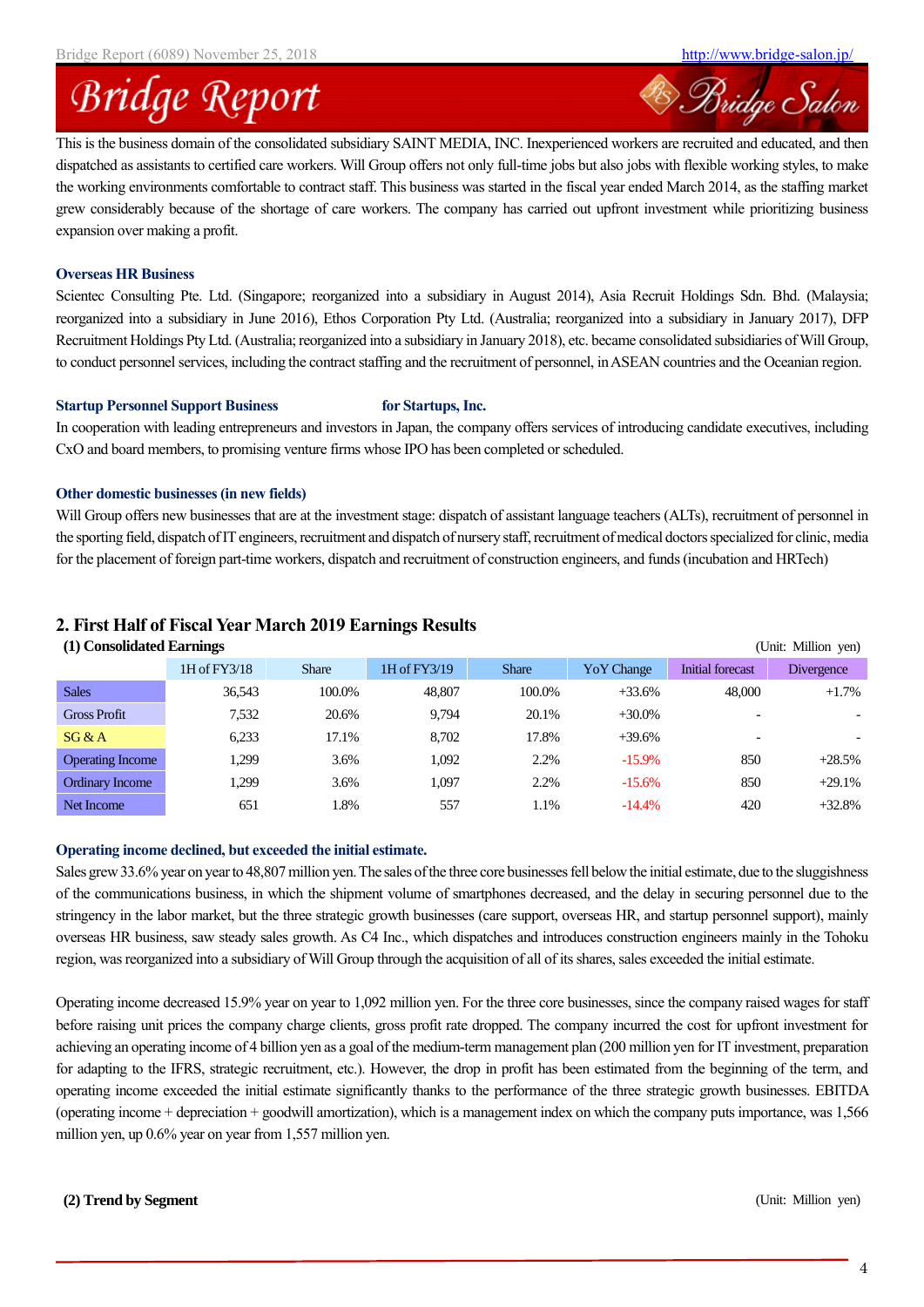This is the business domain of the consolidated subsidiary SAINT MEDIA, INC. Inexperienced workers are recruited and educated, and then dispatched as assistants to certified care workers. Will Group offers not only full-time jobs but also jobs with flexible working styles, to make the working environments comfortable to contract staff. This business was started in the fiscal year ended March 2014, as the staffing market grew considerably because of the shortage of care workers. The company has carried out upfront investment while prioritizing business expansion over making a profit.

**Overseas HR Business**

Scientec Consulting Pte. Ltd. (Singapore; reorganized into a subsidiary in August 2014), Asia Recruit Holdings Sdn. Bhd. (Malaysia; reorganized into a subsidiary in June 2016), Ethos Corporation Pty Ltd. (Australia; reorganized into a subsidiary in January 2017), DFP Recruitment Holdings Pty Ltd. (Australia; reorganized into a subsidiary in January 2018), etc. became consolidated subsidiaries of Will Group, to conduct personnel services, including the contract staffing and the recruitment of personnel, in ASEAN countries and the Oceanian region.

**Startup Personnel Support Business　　　　　　for Startups, Inc.**

In cooperation with leading entrepreneurs and investors in Japan, the company offers services of introducing candidate executives, including CxO and board members, to promising venture firms whose IPO has been completed or scheduled.

**Other domestic businesses (in new fields)**

Will Group offers new businesses that are at the investment stage: dispatch of assistant language teachers (ALTs), recruitment of personnel in the sporting field, dispatch of IT engineers, recruitment and dispatch of nursery staff, recruitment of medical doctors specialized for clinic, media for the placement of foreign part-time workers, dispatch and recruitment of construction engineers, and funds (incubation and HRTech)

## 2. First Half of Fiscal Year March 2019 Earnings Results

### (1) Consolidated Earnings

(Unit: Million yen)

| | 1H of FY3/18 | Share | 1H of FY3/19 | Share | YoY Change | Initial forecast | Divergence |
|---|---|---|---|---|---|---|---|
| Sales | 36,543 | 100.0% | 48,807 | 100.0% | +33.6% | 48,000 | +1.7% |
| Gross Profit | 7,532 | 20.6% | 9,794 | 20.1% | +30.0% | - | - |
| SG & A | 6,233 | 17.1% | 8,702 | 17.8% | +39.6% | - | - |
| Operating Income | 1,299 | 3.6% | 1,092 | 2.2% | -15.9% | 850 | +28.5% |
| Ordinary Income | 1,299 | 3.6% | 1,097 | 2.2% | -15.6% | 850 | +29.1% |
| Net Income | 651 | 1.8% | 557 | 1.1% | -14.4% | 420 | +32.8% |

**Operating income declined, but exceeded the initial estimate.**

Sales grew 33.6% year on year to 48,807 million yen. The sales of the three core businesses fell below the initial estimate, due to the sluggishness of the communications business, in which the shipment volume of smartphones decreased, and the delay in securing personnel due to the stringency in the labor market, but the three strategic growth businesses (care support, overseas HR, and startup personnel support), mainly overseas HR business, saw steady sales growth. As C4 Inc., which dispatches and introduces construction engineers mainly in the Tohoku region, was reorganized into a subsidiary of Will Group through the acquisition of all of its shares, sales exceeded the initial estimate.

Operating income decreased 15.9% year on year to 1,092 million yen. For the three core businesses, since the company raised wages for staff before raising unit prices the company charge clients, gross profit rate dropped. The company incurred the cost for upfront investment for achieving an operating income of 4 billion yen as a goal of the medium-term management plan (200 million yen for IT investment, preparation for adapting to the IFRS, strategic recruitment, etc.). However, the drop in profit has been estimated from the beginning of the term, and operating income exceeded the initial estimate significantly thanks to the performance of the three strategic growth businesses. EBITDA (operating income + depreciation + goodwill amortization), which is a management index on which the company puts importance, was 1,566 million yen, up 0.6% year on year from 1,557 million yen.

### (2) Trend by Segment

(Unit: Million yen)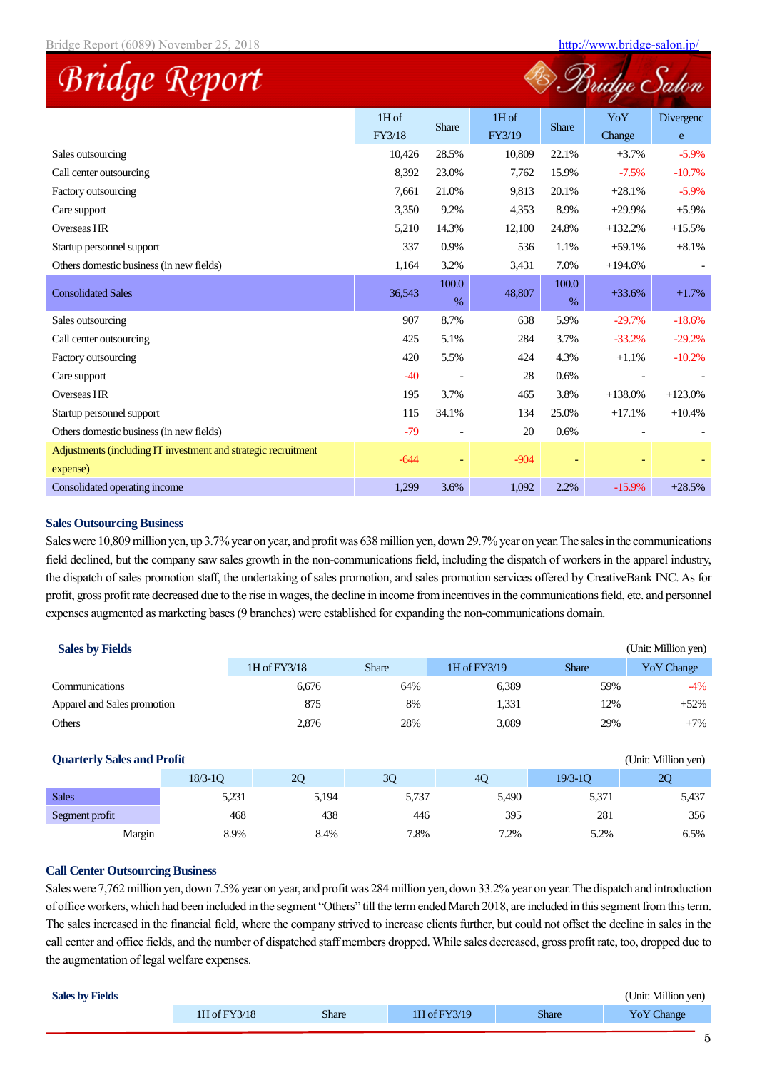|  | 1H of FY3/18 | Share | 1H of FY3/19 | Share | YoY Change | Divergence |
|---|---|---|---|---|---|---|
| Sales outsourcing | 10,426 | 28.5% | 10,809 | 22.1% | +3.7% | -5.9% |
| Call center outsourcing | 8,392 | 23.0% | 7,762 | 15.9% | -7.5% | -10.7% |
| Factory outsourcing | 7,661 | 21.0% | 9,813 | 20.1% | +28.1% | -5.9% |
| Care support | 3,350 | 9.2% | 4,353 | 8.9% | +29.9% | +5.9% |
| Overseas HR | 5,210 | 14.3% | 12,100 | 24.8% | +132.2% | +15.5% |
| Startup personnel support | 337 | 0.9% | 536 | 1.1% | +59.1% | +8.1% |
| Others domestic business (in new fields) | 1,164 | 3.2% | 3,431 | 7.0% | +194.6% | - |
| Consolidated Sales | 36,543 | 100.0% | 48,807 | 100.0% | +33.6% | +1.7% |
| Sales outsourcing | 907 | 8.7% | 638 | 5.9% | -29.7% | -18.6% |
| Call center outsourcing | 425 | 5.1% | 284 | 3.7% | -33.2% | -29.2% |
| Factory outsourcing | 420 | 5.5% | 424 | 4.3% | +1.1% | -10.2% |
| Care support | -40 | - | 28 | 0.6% | - | - |
| Overseas HR | 195 | 3.7% | 465 | 3.8% | +138.0% | +123.0% |
| Startup personnel support | 115 | 34.1% | 134 | 25.0% | +17.1% | +10.4% |
| Others domestic business (in new fields) | -79 | - | 20 | 0.6% | - | - |
| Adjustments (including IT investment and strategic recruitment expense) | -644 | - | -904 | - | - | - |
| Consolidated operating income | 1,299 | 3.6% | 1,092 | 2.2% | -15.9% | +28.5% |

### Sales Outsourcing Business

Sales were 10,809 million yen, up 3.7% year on year, and profit was 638 million yen, down 29.7% year on year. The sales in the communications field declined, but the company saw sales growth in the non-communications field, including the dispatch of workers in the apparel industry, the dispatch of sales promotion staff, the undertaking of sales promotion, and sales promotion services offered by CreativeBank INC. As for profit, gross profit rate decreased due to the rise in wages, the decline in income from incentives in the communications field, etc. and personnel expenses augmented as marketing bases (9 branches) were established for expanding the non-communications domain.

**Sales by Fields** (Unit: Million yen)

|  | 1H of FY3/18 | Share | 1H of FY3/19 | Share | YoY Change |
|---|---|---|---|---|---|
| Communications | 6,676 | 64% | 6,389 | 59% | -4% |
| Apparel and Sales promotion | 875 | 8% | 1,331 | 12% | +52% |
| Others | 2,876 | 28% | 3,089 | 29% | +7% |

**Quarterly Sales and Profit** (Unit: Million yen)

|  | 18/3-1Q | 2Q | 3Q | 4Q | 19/3-1Q | 2Q |
|---|---|---|---|---|---|---|
| Sales | 5,231 | 5,194 | 5,737 | 5,490 | 5,371 | 5,437 |
| Segment profit | 468 | 438 | 446 | 395 | 281 | 356 |
| Margin | 8.9% | 8.4% | 7.8% | 7.2% | 5.2% | 6.5% |

### Call Center Outsourcing Business

Sales were 7,762 million yen, down 7.5% year on year, and profit was 284 million yen, down 33.2% year on year. The dispatch and introduction of office workers, which had been included in the segment "Others" till the term ended March 2018, are included in this segment from this term. The sales increased in the financial field, where the company strived to increase clients further, but could not offset the decline in sales in the call center and office fields, and the number of dispatched staff members dropped. While sales decreased, gross profit rate, too, dropped due to the augmentation of legal welfare expenses.

**Sales by Fields** (Unit: Million yen)

| 1H of FY3/18 | Share | 1H of FY3/19 | Share | YoY Change |
|---|---|---|---|---|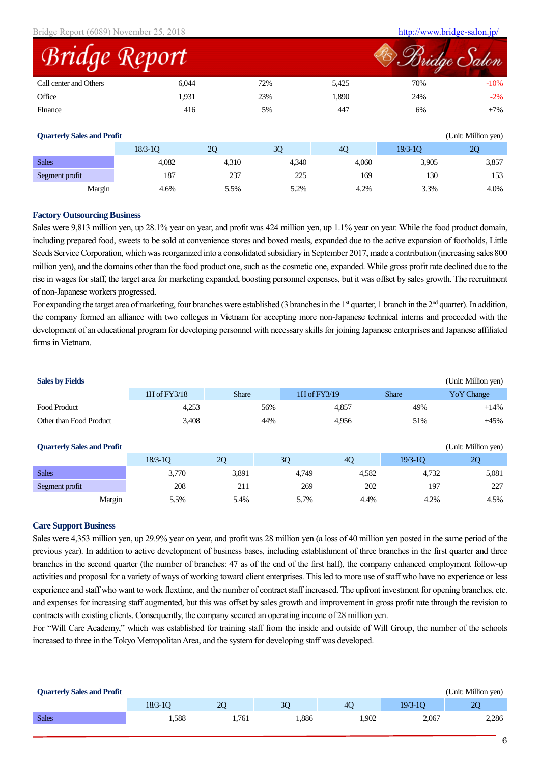| | | | | | |
|---|---|---|---|---|---|
| Call center and Others | 6,044 | 72% | 5,425 | 70% | -10% |
| Office | 1,931 | 23% | 1,890 | 24% | -2% |
| FInance | 416 | 5% | 447 | 6% | +7% |

**Quarterly Sales and Profit** (Unit: Million yen)

| | 18/3-1Q | 2Q | 3Q | 4Q | 19/3-1Q | 2Q |
|---|---|---|---|---|---|---|
| Sales | 4,082 | 4,310 | 4,340 | 4,060 | 3,905 | 3,857 |
| Segment profit | 187 | 237 | 225 | 169 | 130 | 153 |
| Margin | 4.6% | 5.5% | 5.2% | 4.2% | 3.3% | 4.0% |

### Factory Outsourcing Business

Sales were 9,813 million yen, up 28.1% year on year, and profit was 424 million yen, up 1.1% year on year. While the food product domain, including prepared food, sweets to be sold at convenience stores and boxed meals, expanded due to the active expansion of footholds, Little Seeds Service Corporation, which was reorganized into a consolidated subsidiary in September 2017, made a contribution (increasing sales 800 million yen), and the domains other than the food product one, such as the cosmetic one, expanded. While gross profit rate declined due to the rise in wages for staff, the target area for marketing expanded, boosting personnel expenses, but it was offset by sales growth. The recruitment of non-Japanese workers progressed.

For expanding the target area of marketing, four branches were established (3 branches in the 1st quarter, 1 branch in the 2nd quarter). In addition, the company formed an alliance with two colleges in Vietnam for accepting more non-Japanese technical interns and proceeded with the development of an educational program for developing personnel with necessary skills for joining Japanese enterprises and Japanese affiliated firms in Vietnam.

**Sales by Fields** (Unit: Million yen)

| | 1H of FY3/18 | Share | 1H of FY3/19 | Share | YoY Change |
|---|---|---|---|---|---|
| Food Product | 4,253 | 56% | 4,857 | 49% | +14% |
| Other than Food Product | 3,408 | 44% | 4,956 | 51% | +45% |

**Quarterly Sales and Profit** (Unit: Million yen)

| | 18/3-1Q | 2Q | 3Q | 4Q | 19/3-1Q | 2Q |
|---|---|---|---|---|---|---|
| Sales | 3,770 | 3,891 | 4,749 | 4,582 | 4,732 | 5,081 |
| Segment profit | 208 | 211 | 269 | 202 | 197 | 227 |
| Margin | 5.5% | 5.4% | 5.7% | 4.4% | 4.2% | 4.5% |

### Care Support Business

Sales were 4,353 million yen, up 29.9% year on year, and profit was 28 million yen (a loss of 40 million yen posted in the same period of the previous year). In addition to active development of business bases, including establishment of three branches in the first quarter and three branches in the second quarter (the number of branches: 47 as of the end of the first half), the company enhanced employment follow-up activities and proposal for a variety of ways of working toward client enterprises. This led to more use of staff who have no experience or less experience and staff who want to work flextime, and the number of contract staff increased. The upfront investment for opening branches, etc. and expenses for increasing staff augmented, but this was offset by sales growth and improvement in gross profit rate through the revision to contracts with existing clients. Consequently, the company secured an operating income of 28 million yen.

For "Will Care Academy," which was established for training staff from the inside and outside of Will Group, the number of the schools increased to three in the Tokyo Metropolitan Area, and the system for developing staff was developed.

**Quarterly Sales and Profit** (Unit: Million yen)

| | 18/3-1Q | 2Q | 3Q | 4Q | 19/3-1Q | 2Q |
|---|---|---|---|---|---|---|
| Sales | 1,588 | 1,761 | 1,886 | 1,902 | 2,067 | 2,286 |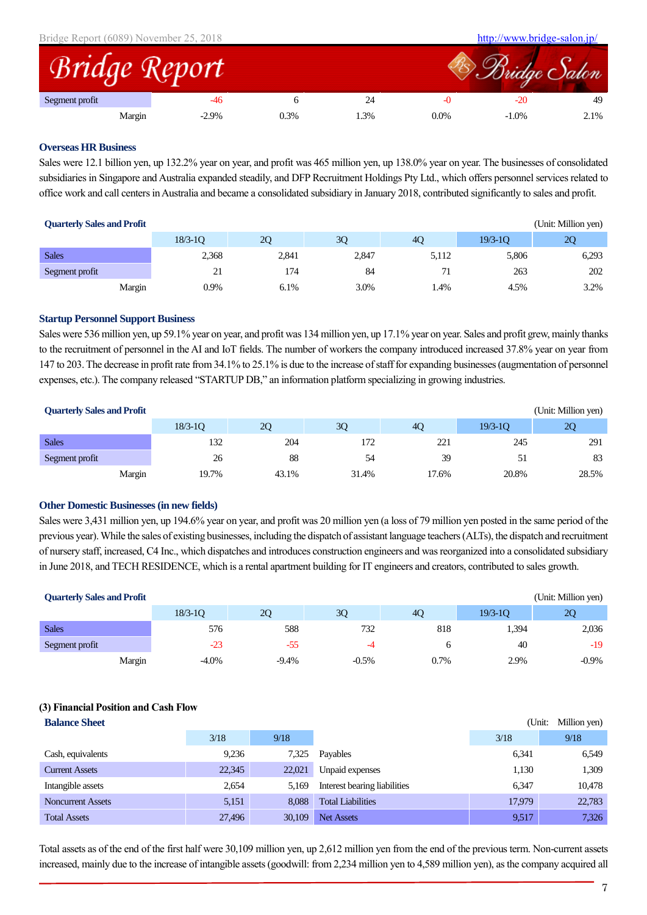| Segment profit | -46 | 6 | 24 | -0 | -20 | 49 |
|---|---|---|---|---|---|---|
| Margin | -2.9% | 0.3% | 1.3% | 0.0% | -1.0% | 2.1% |

### Overseas HR Business

Sales were 12.1 billion yen, up 132.2% year on year, and profit was 465 million yen, up 138.0% year on year. The businesses of consolidated subsidiaries in Singapore and Australia expanded steadily, and DFP Recruitment Holdings Pty Ltd., which offers personnel services related to office work and call centers in Australia and became a consolidated subsidiary in January 2018, contributed significantly to sales and profit.

**Quarterly Sales and Profit** (Unit: Million yen)

| | 18/3-1Q | 2Q | 3Q | 4Q | 19/3-1Q | 2Q |
|---|---|---|---|---|---|---|
| Sales | 2,368 | 2,841 | 2,847 | 5,112 | 5,806 | 6,293 |
| Segment profit | 21 | 174 | 84 | 71 | 263 | 202 |
| Margin | 0.9% | 6.1% | 3.0% | 1.4% | 4.5% | 3.2% |

### Startup Personnel Support Business

Sales were 536 million yen, up 59.1% year on year, and profit was 134 million yen, up 17.1% year on year. Sales and profit grew, mainly thanks to the recruitment of personnel in the AI and IoT fields. The number of workers the company introduced increased 37.8% year on year from 147 to 203. The decrease in profit rate from 34.1% to 25.1% is due to the increase of staff for expanding businesses (augmentation of personnel expenses, etc.). The company released "STARTUP DB," an information platform specializing in growing industries.

**Quarterly Sales and Profit** (Unit: Million yen)

| | 18/3-1Q | 2Q | 3Q | 4Q | 19/3-1Q | 2Q |
|---|---|---|---|---|---|---|
| Sales | 132 | 204 | 172 | 221 | 245 | 291 |
| Segment profit | 26 | 88 | 54 | 39 | 51 | 83 |
| Margin | 19.7% | 43.1% | 31.4% | 17.6% | 20.8% | 28.5% |

### Other Domestic Businesses (in new fields)

Sales were 3,431 million yen, up 194.6% year on year, and profit was 20 million yen (a loss of 79 million yen posted in the same period of the previous year). While the sales of existing businesses, including the dispatch of assistant language teachers (ALTs), the dispatch and recruitment of nursery staff, increased, C4 Inc., which dispatches and introduces construction engineers and was reorganized into a consolidated subsidiary in June 2018, and TECH RESIDENCE, which is a rental apartment building for IT engineers and creators, contributed to sales growth.

**Quarterly Sales and Profit** (Unit: Million yen)

| | 18/3-1Q | 2Q | 3Q | 4Q | 19/3-1Q | 2Q |
|---|---|---|---|---|---|---|
| Sales | 576 | 588 | 732 | 818 | 1,394 | 2,036 |
| Segment profit | -23 | -55 | -4 | 6 | 40 | -19 |
| Margin | -4.0% | -9.4% | -0.5% | 0.7% | 2.9% | -0.9% |

### (3) Financial Position and Cash Flow

**Balance Sheet** (Unit: Million yen)

| | 3/18 | 9/18 | | 3/18 | 9/18 |
|---|---|---|---|---|---|
| Cash, equivalents | 9,236 | 7,325 | Payables | 6,341 | 6,549 |
| Current Assets | 22,345 | 22,021 | Unpaid expenses | 1,130 | 1,309 |
| Intangible assets | 2,654 | 5,169 | Interest bearing liabilities | 6,347 | 10,478 |
| Noncurrent Assets | 5,151 | 8,088 | Total Liabilities | 17,979 | 22,783 |
| Total Assets | 27,496 | 30,109 | Net Assets | 9,517 | 7,326 |

Total assets as of the end of the first half were 30,109 million yen, up 2,612 million yen from the end of the previous term. Non-current assets increased, mainly due to the increase of intangible assets (goodwill: from 2,234 million yen to 4,589 million yen), as the company acquired all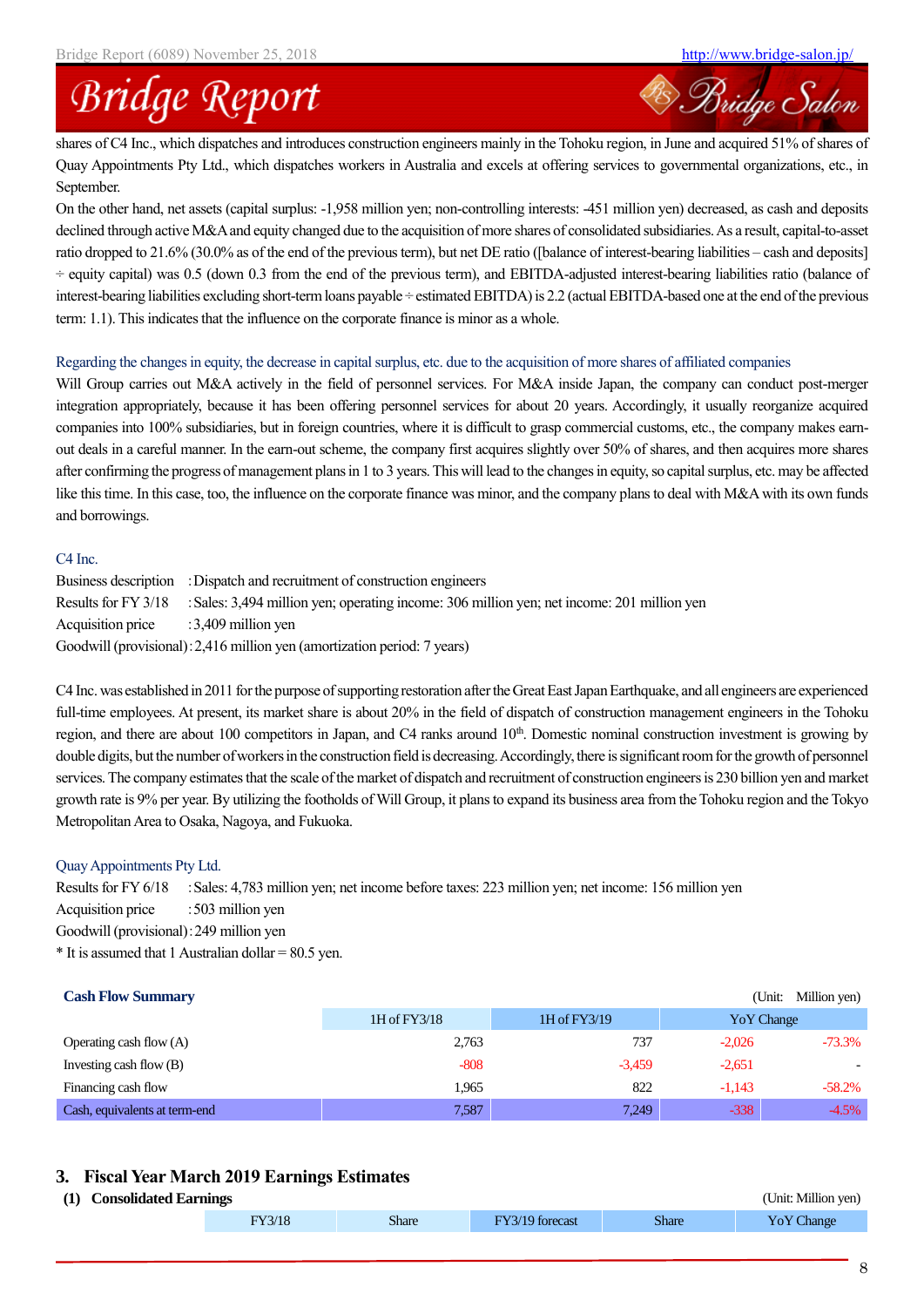shares of C4 Inc., which dispatches and introduces construction engineers mainly in the Tohoku region, in June and acquired 51% of shares of Quay Appointments Pty Ltd., which dispatches workers in Australia and excels at offering services to governmental organizations, etc., in September.

On the other hand, net assets (capital surplus: -1,958 million yen; non-controlling interests: -451 million yen) decreased, as cash and deposits declined through active M&A and equity changed due to the acquisition of more shares of consolidated subsidiaries. As a result, capital-to-asset ratio dropped to 21.6% (30.0% as of the end of the previous term), but net DE ratio ([balance of interest-bearing liabilities – cash and deposits] ÷ equity capital) was 0.5 (down 0.3 from the end of the previous term), and EBITDA-adjusted interest-bearing liabilities ratio (balance of interest-bearing liabilities excluding short-term loans payable ÷ estimated EBITDA) is 2.2 (actual EBITDA-based one at the end of the previous term: 1.1). This indicates that the influence on the corporate finance is minor as a whole.

Regarding the changes in equity, the decrease in capital surplus, etc. due to the acquisition of more shares of affiliated companies

Will Group carries out M&A actively in the field of personnel services. For M&A inside Japan, the company can conduct post-merger integration appropriately, because it has been offering personnel services for about 20 years. Accordingly, it usually reorganize acquired companies into 100% subsidiaries, but in foreign countries, where it is difficult to grasp commercial customs, etc., the company makes earn-out deals in a careful manner. In the earn-out scheme, the company first acquires slightly over 50% of shares, and then acquires more shares after confirming the progress of management plans in 1 to 3 years. This will lead to the changes in equity, so capital surplus, etc. may be affected like this time. In this case, too, the influence on the corporate finance was minor, and the company plans to deal with M&A with its own funds and borrowings.

C4 Inc.

Business description : Dispatch and recruitment of construction engineers
Results for FY 3/18 : Sales: 3,494 million yen; operating income: 306 million yen; net income: 201 million yen
Acquisition price : 3,409 million yen
Goodwill (provisional) : 2,416 million yen (amortization period: 7 years)

C4 Inc. was established in 2011 for the purpose of supporting restoration after the Great East Japan Earthquake, and all engineers are experienced full-time employees. At present, its market share is about 20% in the field of dispatch of construction management engineers in the Tohoku region, and there are about 100 competitors in Japan, and C4 ranks around 10th. Domestic nominal construction investment is growing by double digits, but the number of workers in the construction field is decreasing. Accordingly, there is significant room for the growth of personnel services. The company estimates that the scale of the market of dispatch and recruitment of construction engineers is 230 billion yen and market growth rate is 9% per year. By utilizing the footholds of Will Group, it plans to expand its business area from the Tohoku region and the Tokyo Metropolitan Area to Osaka, Nagoya, and Fukuoka.

Quay Appointments Pty Ltd.

Results for FY 6/18 : Sales: 4,783 million yen; net income before taxes: 223 million yen; net income: 156 million yen
Acquisition price : 503 million yen
Goodwill (provisional) : 249 million yen
* It is assumed that 1 Australian dollar = 80.5 yen.

**Cash Flow Summary** (Unit: Million yen)

| | 1H of FY3/18 | 1H of FY3/19 | YoY Change | |
|---|---|---|---|---|
| Operating cash flow (A) | 2,763 | 737 | -2,026 | -73.3% |
| Investing cash flow (B) | -808 | -3,459 | -2,651 | - |
| Financing cash flow | 1,965 | 822 | -1,143 | -58.2% |
| Cash, equivalents at term-end | 7,587 | 7,249 | -338 | -4.5% |

## 3. Fiscal Year March 2019 Earnings Estimates

### (1) Consolidated Earnings

(Unit: Million yen)

| | FY3/18 | Share | FY3/19 forecast | Share | YoY Change |
|---|---|---|---|---|---|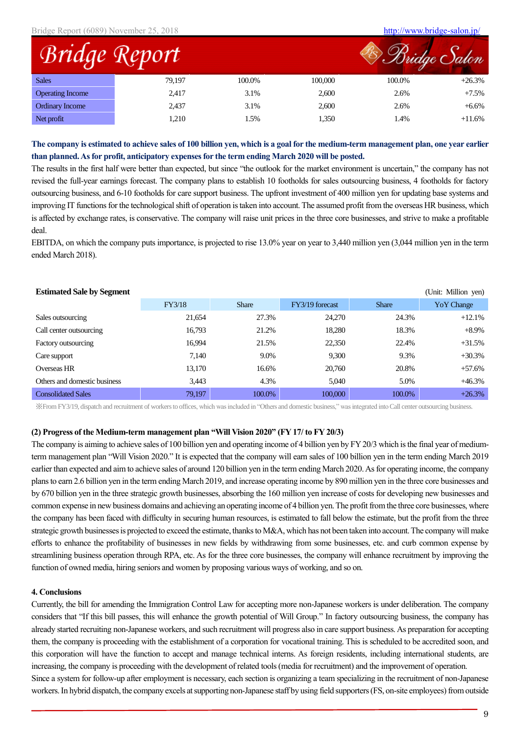| Sales | 79,197 | 100.0% | 100,000 | 100.0% | +26.3% |
|---|---|---|---|---|---|
| Operating Income | 2,417 | 3.1% | 2,600 | 2.6% | +7.5% |
| Ordinary Income | 2,437 | 3.1% | 2,600 | 2.6% | +6.6% |
| Net profit | 1,210 | 1.5% | 1,350 | 1.4% | +11.6% |

**The company is estimated to achieve sales of 100 billion yen, which is a goal for the medium-term management plan, one year earlier than planned. As for profit, anticipatory expenses for the term ending March 2020 will be posted.**

The results in the first half were better than expected, but since "the outlook for the market environment is uncertain," the company has not revised the full-year earnings forecast. The company plans to establish 10 footholds for sales outsourcing business, 4 footholds for factory outsourcing business, and 6-10 footholds for care support business. The upfront investment of 400 million yen for updating base systems and improving IT functions for the technological shift of operation is taken into account. The assumed profit from the overseas HR business, which is affected by exchange rates, is conservative. The company will raise unit prices in the three core businesses, and strive to make a profitable deal.

EBITDA, on which the company puts importance, is projected to rise 13.0% year on year to 3,440 million yen (3,044 million yen in the term ended March 2018).

**Estimated Sale by Segment** (Unit: Million yen)

| | FY3/18 | Share | FY3/19 forecast | Share | YoY Change |
|---|---|---|---|---|---|
| Sales outsourcing | 21,654 | 27.3% | 24,270 | 24.3% | +12.1% |
| Call center outsourcing | 16,793 | 21.2% | 18,280 | 18.3% | +8.9% |
| Factory outsourcing | 16,994 | 21.5% | 22,350 | 22.4% | +31.5% |
| Care support | 7,140 | 9.0% | 9,300 | 9.3% | +30.3% |
| Overseas HR | 13,170 | 16.6% | 20,760 | 20.8% | +57.6% |
| Others and domestic business | 3,443 | 4.3% | 5,040 | 5.0% | +46.3% |
| Consolidated Sales | 79,197 | 100.0% | 100,000 | 100.0% | +26.3% |

※From FY3/19, dispatch and recruitment of workers to offices, which was included in "Others and domestic business," was integrated into Call center outsourcing business.

**(2) Progress of the Medium-term management plan "Will Vision 2020" (FY 17/ to FY 20/3)**

The company is aiming to achieve sales of 100 billion yen and operating income of 4 billion yen by FY 20/3 which is the final year of medium-term management plan "Will Vision 2020." It is expected that the company will earn sales of 100 billion yen in the term ending March 2019 earlier than expected and aim to achieve sales of around 120 billion yen in the term ending March 2020. As for operating income, the company plans to earn 2.6 billion yen in the term ending March 2019, and increase operating income by 890 million yen in the three core businesses and by 670 billion yen in the three strategic growth businesses, absorbing the 160 million yen increase of costs for developing new businesses and common expense in new business domains and achieving an operating income of 4 billion yen. The profit from the three core businesses, where the company has been faced with difficulty in securing human resources, is estimated to fall below the estimate, but the profit from the three strategic growth businesses is projected to exceed the estimate, thanks to M&A, which has not been taken into account. The company will make efforts to enhance the profitability of businesses in new fields by withdrawing from some businesses, etc. and curb common expense by streamlining business operation through RPA, etc. As for the three core businesses, the company will enhance recruitment by improving the function of owned media, hiring seniors and women by proposing various ways of working, and so on.

**4. Conclusions**

Currently, the bill for amending the Immigration Control Law for accepting more non-Japanese workers is under deliberation. The company considers that "If this bill passes, this will enhance the growth potential of Will Group." In factory outsourcing business, the company has already started recruiting non-Japanese workers, and such recruitment will progress also in care support business. As preparation for accepting them, the company is proceeding with the establishment of a corporation for vocational training. This is scheduled to be accredited soon, and this corporation will have the function to accept and manage technical interns. As foreign residents, including international students, are increasing, the company is proceeding with the development of related tools (media for recruitment) and the improvement of operation.

Since a system for follow-up after employment is necessary, each section is organizing a team specializing in the recruitment of non-Japanese workers. In hybrid dispatch, the company excels at supporting non-Japanese staff by using field supporters (FS, on-site employees) from outside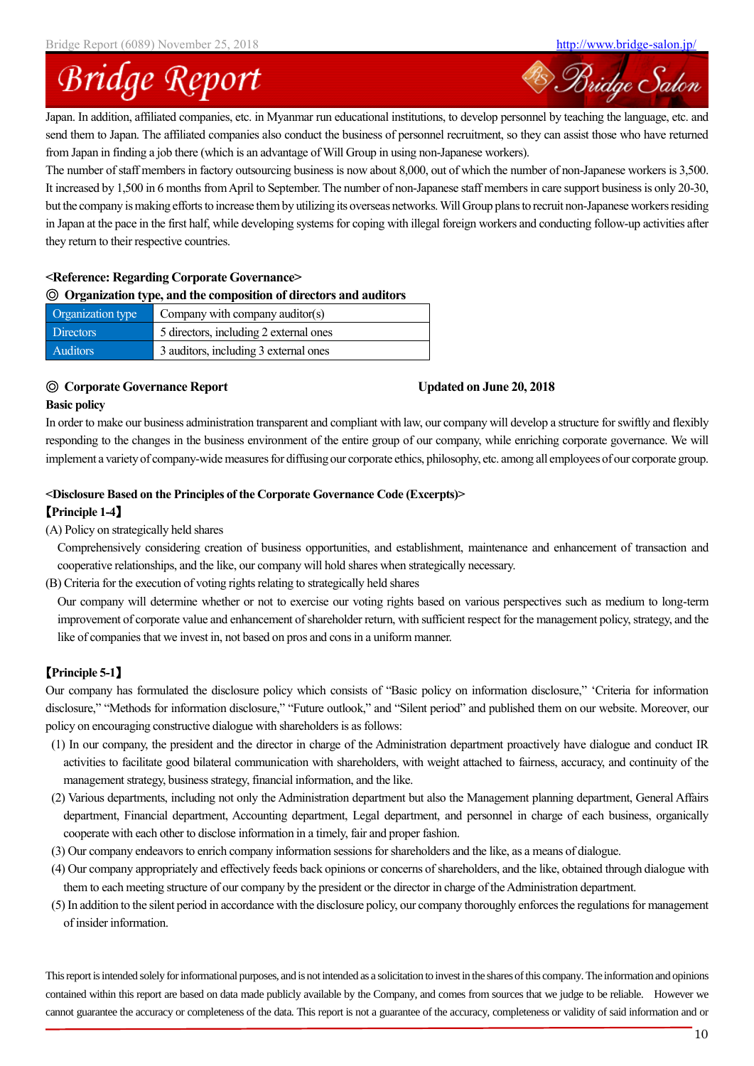Japan. In addition, affiliated companies, etc. in Myanmar run educational institutions, to develop personnel by teaching the language, etc. and send them to Japan. The affiliated companies also conduct the business of personnel recruitment, so they can assist those who have returned from Japan in finding a job there (which is an advantage of Will Group in using non-Japanese workers).

The number of staff members in factory outsourcing business is now about 8,000, out of which the number of non-Japanese workers is 3,500. It increased by 1,500 in 6 months from April to September. The number of non-Japanese staff members in care support business is only 20-30, but the company is making efforts to increase them by utilizing its overseas networks. Will Group plans to recruit non-Japanese workers residing in Japan at the pace in the first half, while developing systems for coping with illegal foreign workers and conducting follow-up activities after they return to their respective countries.

**<Reference: Regarding Corporate Governance>**

**◎ Organization type, and the composition of directors and auditors**

| Organization type | Company with company auditor(s) |
|---|---|
| Directors | 5 directors, including 2 external ones |
| Auditors | 3 auditors, including 3 external ones |

**◎ Corporate Governance Report** **Updated on June 20, 2018**

**Basic policy**

In order to make our business administration transparent and compliant with law, our company will develop a structure for swiftly and flexibly responding to the changes in the business environment of the entire group of our company, while enriching corporate governance. We will implement a variety of company-wide measures for diffusing our corporate ethics, philosophy, etc. among all employees of our corporate group.

**<Disclosure Based on the Principles of the Corporate Governance Code (Excerpts)>**

**【Principle 1-4】**

(A) Policy on strategically held shares

Comprehensively considering creation of business opportunities, and establishment, maintenance and enhancement of transaction and cooperative relationships, and the like, our company will hold shares when strategically necessary.

(B) Criteria for the execution of voting rights relating to strategically held shares

Our company will determine whether or not to exercise our voting rights based on various perspectives such as medium to long-term improvement of corporate value and enhancement of shareholder return, with sufficient respect for the management policy, strategy, and the like of companies that we invest in, not based on pros and cons in a uniform manner.

**【Principle 5-1】**

Our company has formulated the disclosure policy which consists of "Basic policy on information disclosure," 'Criteria for information disclosure," "Methods for information disclosure," "Future outlook," and "Silent period" and published them on our website. Moreover, our policy on encouraging constructive dialogue with shareholders is as follows:

(1) In our company, the president and the director in charge of the Administration department proactively have dialogue and conduct IR activities to facilitate good bilateral communication with shareholders, with weight attached to fairness, accuracy, and continuity of the management strategy, business strategy, financial information, and the like.

(2) Various departments, including not only the Administration department but also the Management planning department, General Affairs department, Financial department, Accounting department, Legal department, and personnel in charge of each business, organically cooperate with each other to disclose information in a timely, fair and proper fashion.

(3) Our company endeavors to enrich company information sessions for shareholders and the like, as a means of dialogue.

(4) Our company appropriately and effectively feeds back opinions or concerns of shareholders, and the like, obtained through dialogue with them to each meeting structure of our company by the president or the director in charge of the Administration department.

(5) In addition to the silent period in accordance with the disclosure policy, our company thoroughly enforces the regulations for management of insider information.

This report is intended solely for informational purposes, and is not intended as a solicitation to invest in the shares of this company. The information and opinions contained within this report are based on data made publicly available by the Company, and comes from sources that we judge to be reliable. However we cannot guarantee the accuracy or completeness of the data. This report is not a guarantee of the accuracy, completeness or validity of said information and or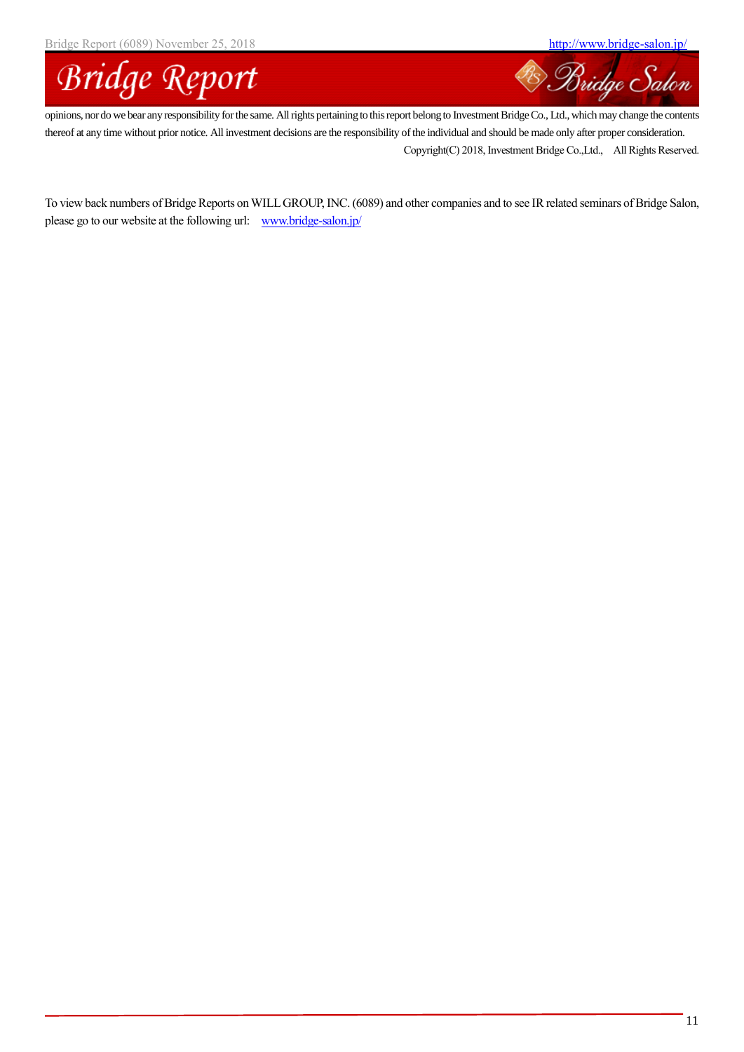opinions, nor do we bear any responsibility for the same. All rights pertaining to this report belong to Investment Bridge Co., Ltd., which may change the contents thereof at any time without prior notice. All investment decisions are the responsibility of the individual and should be made only after proper consideration.

Copyright(C) 2018, Investment Bridge Co.,Ltd., All Rights Reserved.

To view back numbers of Bridge Reports on WILL GROUP, INC. (6089) and other companies and to see IR related seminars of Bridge Salon, please go to our website at the following url: www.bridge-salon.jp/